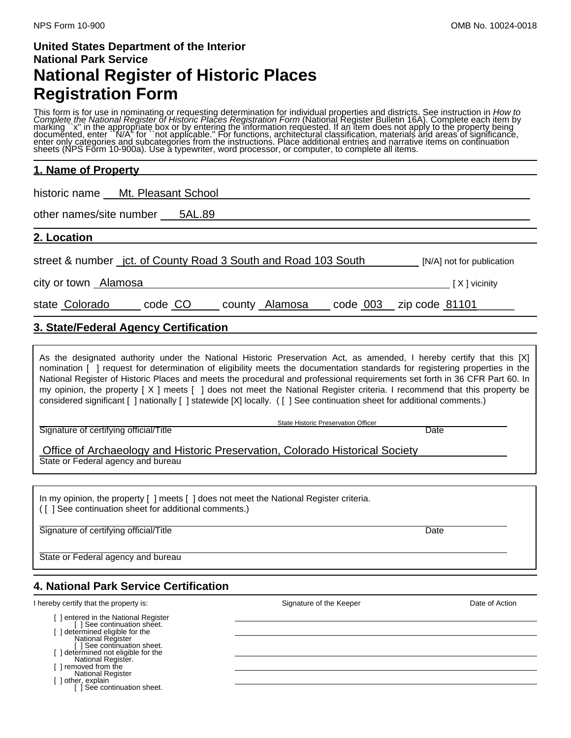NPS Form 10-900 OMB No. 10024-0018

**United States Department of the Interior**
**National Park Service**

# National Register of Historic Places Registration Form

This form is for use in nominating or requesting determination for individual properties and districts. See instruction in *How to Complete the National Register of Historic Places Registration Form* (National Register Bulletin 16A). Complete each item by marking ``x'' in the appropriate box or by entering the information requested. If an item does not apply to the property being documented, enter ``N/A'' for ``not applicable.'' For functions, architectural classification, materials and areas of significance, enter only categories and subcategories from the instructions. Place additional entries and narrative items on continuation sheets (NPS Form 10-900a). Use a typewriter, word processor, or computer, to complete all items.

## 1. Name of Property

historic name Mt. Pleasant School

other names/site number 5AL.89

## 2. Location

street & number jct. of County Road 3 South and Road 103 South [N/A] not for publication

city or town Alamosa [ X ] vicinity

state Colorado code CO county Alamosa code 003 zip code 81101

## 3. State/Federal Agency Certification

As the designated authority under the National Historic Preservation Act, as amended, I hereby certify that this [X] nomination [ ] request for determination of eligibility meets the documentation standards for registering properties in the National Register of Historic Places and meets the procedural and professional requirements set forth in 36 CFR Part 60. In my opinion, the property [ X ] meets [ ] does not meet the National Register criteria. I recommend that this property be considered significant [ ] nationally [ ] statewide [X] locally. ( [ ] See continuation sheet for additional comments.)

State Historic Preservation Officer
Signature of certifying official/Title Date

Office of Archaeology and Historic Preservation, Colorado Historical Society
State or Federal agency and bureau

In my opinion, the property [ ] meets [ ] does not meet the National Register criteria.
( [ ] See continuation sheet for additional comments.)

Signature of certifying official/Title Date

State or Federal agency and bureau

## 4. National Park Service Certification

I hereby certify that the property is: Signature of the Keeper Date of Action

- [ ] entered in the National Register
  - [ ] See continuation sheet.
- [ ] determined eligible for the National Register
  - [ ] See continuation sheet.
- [ ] determined not eligible for the National Register.
- [ ] removed from the National Register
- [ ] other, explain
  - [ ] See continuation sheet.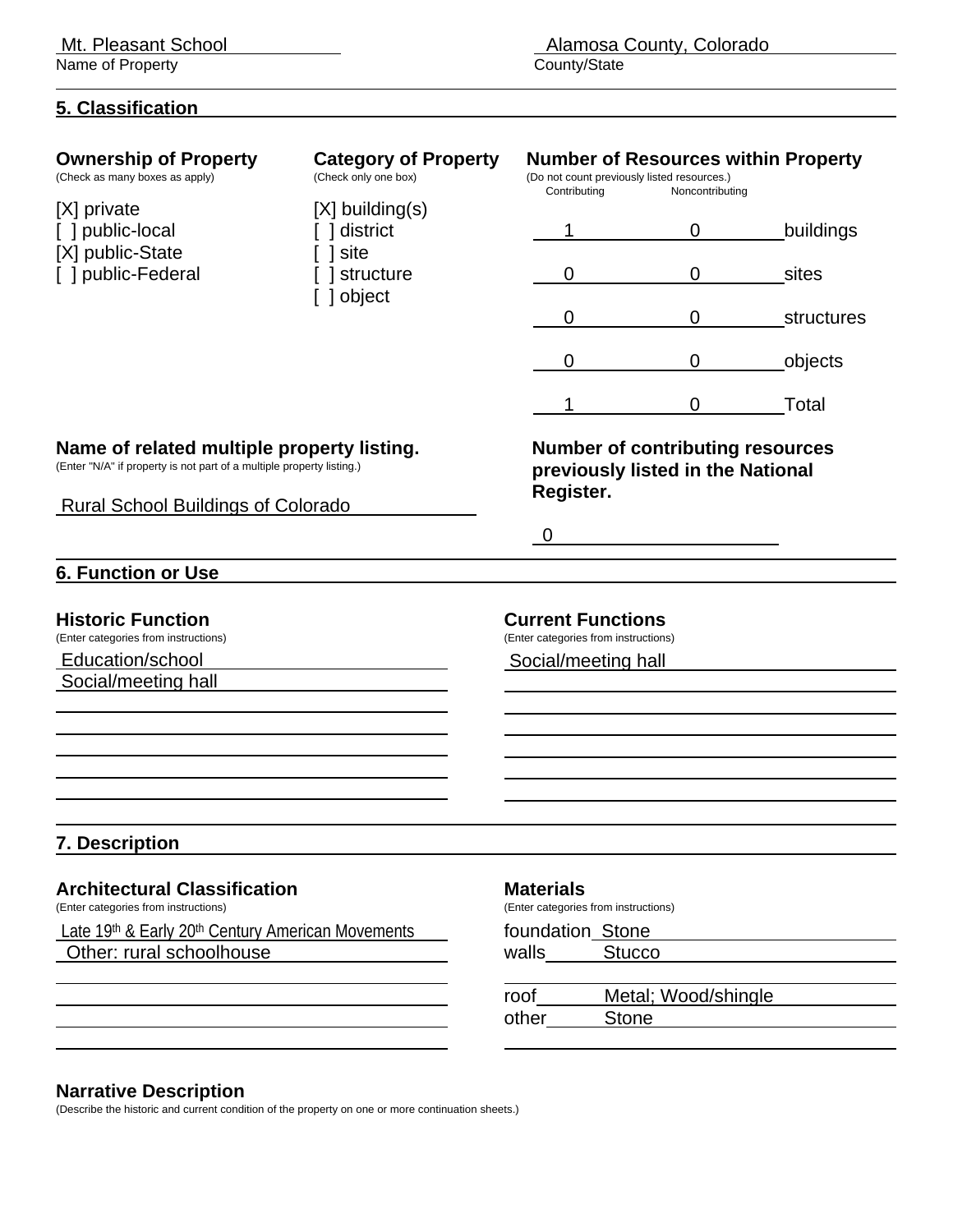Mt. Pleasant School
Name of Property

Alamosa County, Colorado
County/State

## 5. Classification

**Ownership of Property**
(Check as many boxes as apply)

[X] private
[ ] public-local
[X] public-State
[ ] public-Federal

**Category of Property**
(Check only one box)

[X] building(s)
[ ] district
[ ] site
[ ] structure
[ ] object

**Number of Resources within Property**
(Do not count previously listed resources.)

| Contributing | Noncontributing | |
|---|---|---|
| 1 | 0 | buildings |
| 0 | 0 | sites |
| 0 | 0 | structures |
| 0 | 0 | objects |
| 1 | 0 | Total |

**Name of related multiple property listing.**
(Enter "N/A" if property is not part of a multiple property listing.)

Rural School Buildings of Colorado

**Number of contributing resources previously listed in the National Register.**

0

## 6. Function or Use

**Historic Function**
(Enter categories from instructions)

Education/school
Social/meeting hall

**Current Functions**
(Enter categories from instructions)

Social/meeting hall

## 7. Description

**Architectural Classification**
(Enter categories from instructions)

Late 19th & Early 20th Century American Movements
Other: rural schoolhouse

**Materials**
(Enter categories from instructions)

foundation Stone
walls Stucco
roof Metal; Wood/shingle
other Stone

**Narrative Description**
(Describe the historic and current condition of the property on one or more continuation sheets.)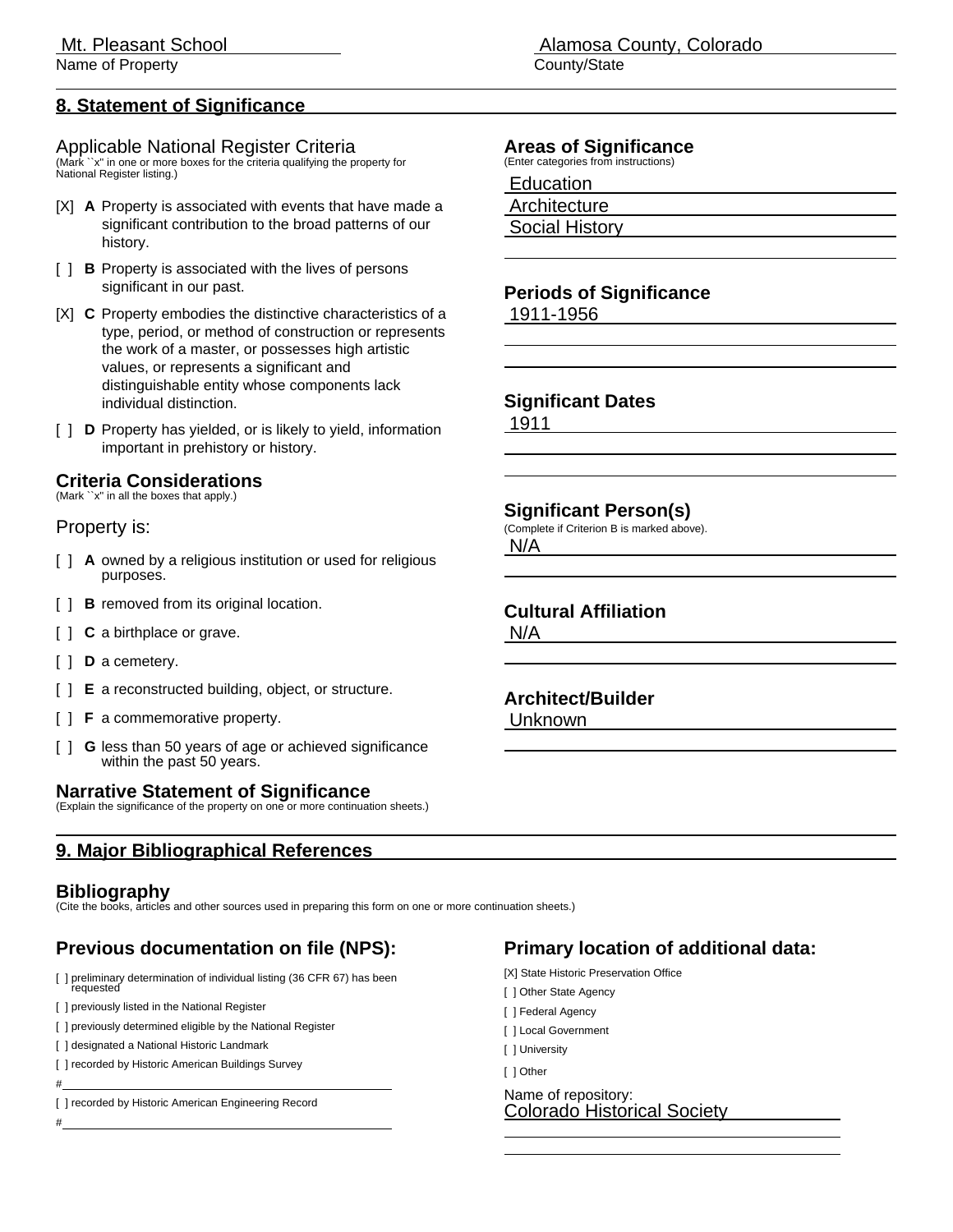Mt. Pleasant School
Name of Property

Alamosa County, Colorado
County/State

## 8. Statement of Significance

### Applicable National Register Criteria

(Mark ``x" in one or more boxes for the criteria qualifying the property for National Register listing.)

[X] **A** Property is associated with events that have made a significant contribution to the broad patterns of our history.

[ ] **B** Property is associated with the lives of persons significant in our past.

[X] **C** Property embodies the distinctive characteristics of a type, period, or method of construction or represents the work of a master, or possesses high artistic values, or represents a significant and distinguishable entity whose components lack individual distinction.

[ ] **D** Property has yielded, or is likely to yield, information important in prehistory or history.

### Criteria Considerations

(Mark ``x" in all the boxes that apply.)

Property is:

[ ] **A** owned by a religious institution or used for religious purposes.

[ ] **B** removed from its original location.

[ ] **C** a birthplace or grave.

[ ] **D** a cemetery.

[ ] **E** a reconstructed building, object, or structure.

[ ] **F** a commemorative property.

[ ] **G** less than 50 years of age or achieved significance within the past 50 years.

### Areas of Significance

(Enter categories from instructions)

Education
Architecture
Social History

### Periods of Significance

1911-1956

### Significant Dates

1911

### Significant Person(s)

(Complete if Criterion B is marked above).

N/A

### Cultural Affiliation

N/A

### Architect/Builder

Unknown

### Narrative Statement of Significance

(Explain the significance of the property on one or more continuation sheets.)

## 9. Major Bibliographical References

### Bibliography

(Cite the books, articles and other sources used in preparing this form on one or more continuation sheets.)

### Previous documentation on file (NPS):

[ ] preliminary determination of individual listing (36 CFR 67) has been requested

[ ] previously listed in the National Register

[ ] previously determined eligible by the National Register

[ ] designated a National Historic Landmark

[ ] recorded by Historic American Buildings Survey

#

[ ] recorded by Historic American Engineering Record

#

### Primary location of additional data:

[X] State Historic Preservation Office

[ ] Other State Agency

[ ] Federal Agency

[ ] Local Government

[ ] University

[ ] Other

Name of repository:
Colorado Historical Society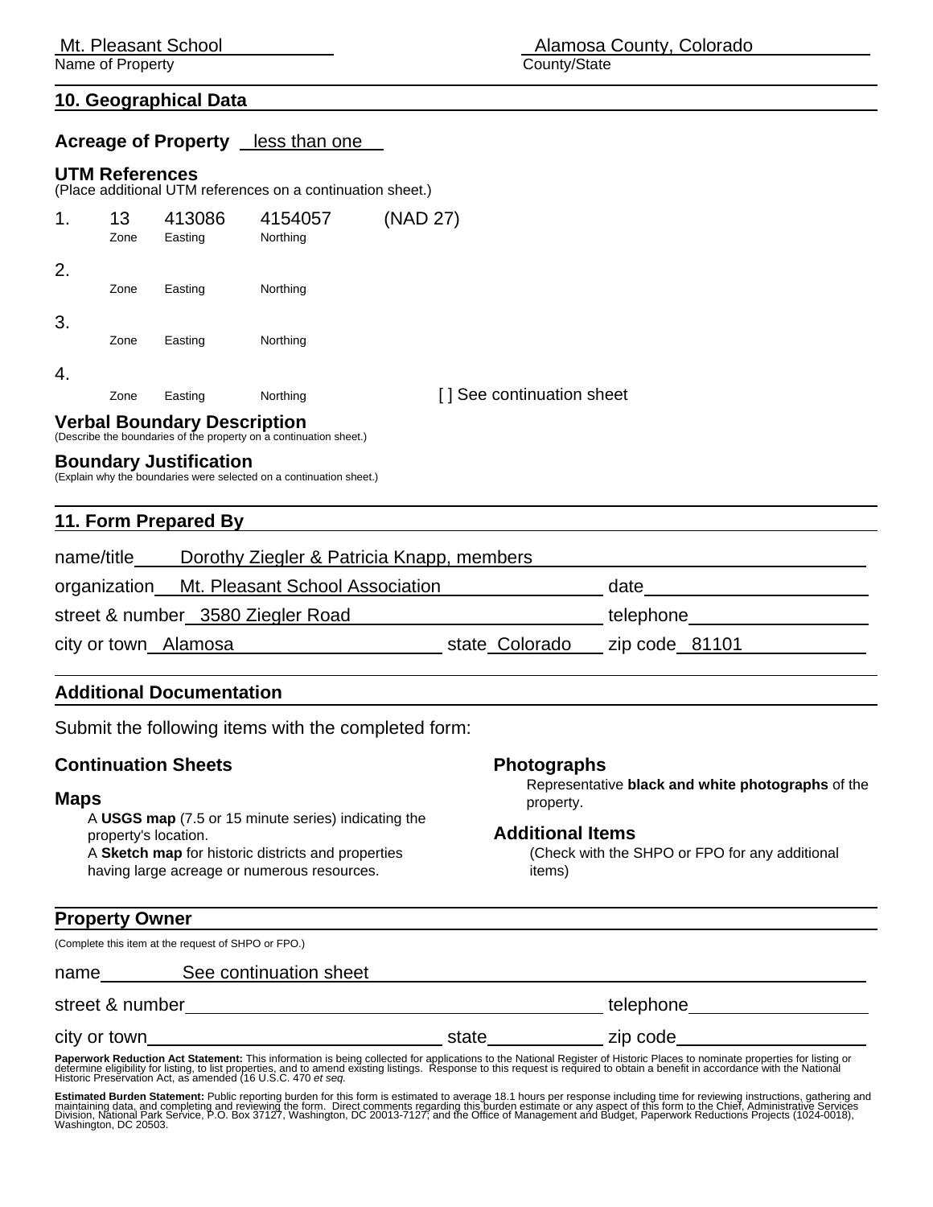Mt. Pleasant School
Name of Property

Alamosa County, Colorado
County/State

## 10. Geographical Data

**Acreage of Property** less than one

**UTM References**
(Place additional UTM references on a continuation sheet.)

| | Zone | Easting | Northing | |
|---|---|---|---|---|
| 1. | 13 | 413086 | 4154057 | (NAD 27) |
| 2. | | | | |
| 3. | | | | |
| 4. | | | | [ ] See continuation sheet |

**Verbal Boundary Description**
(Describe the boundaries of the property on a continuation sheet.)

**Boundary Justification**
(Explain why the boundaries were selected on a continuation sheet.)

## 11. Form Prepared By

name/title Dorothy Ziegler & Patricia Knapp, members

organization Mt. Pleasant School Association date

street & number 3580 Ziegler Road telephone

city or town Alamosa state Colorado zip code 81101

## Additional Documentation

Submit the following items with the completed form:

**Continuation Sheets**

**Maps**

A **USGS map** (7.5 or 15 minute series) indicating the property's location.
A **Sketch map** for historic districts and properties having large acreage or numerous resources.

**Photographs**

Representative **black and white photographs** of the property.

**Additional Items**

(Check with the SHPO or FPO for any additional items)

## Property Owner

(Complete this item at the request of SHPO or FPO.)

name See continuation sheet

street & number telephone

city or town state zip code

**Paperwork Reduction Act Statement:** This information is being collected for applications to the National Register of Historic Places to nominate properties for listing or determine eligibility for listing, to list properties, and to amend existing listings. Response to this request is required to obtain a benefit in accordance with the National Historic Preservation Act, as amended (16 U.S.C. 470 *et seq.*

**Estimated Burden Statement:** Public reporting burden for this form is estimated to average 18.1 hours per response including time for reviewing instructions, gathering and maintaining data, and completing and reviewing the form. Direct comments regarding this burden estimate or any aspect of this form to the Chief, Administrative Services Division, National Park Service, P.O. Box 37127, Washington, DC 20013-7127; and the Office of Management and Budget, Paperwork Reductions Projects (1024-0018), Washington, DC 20503.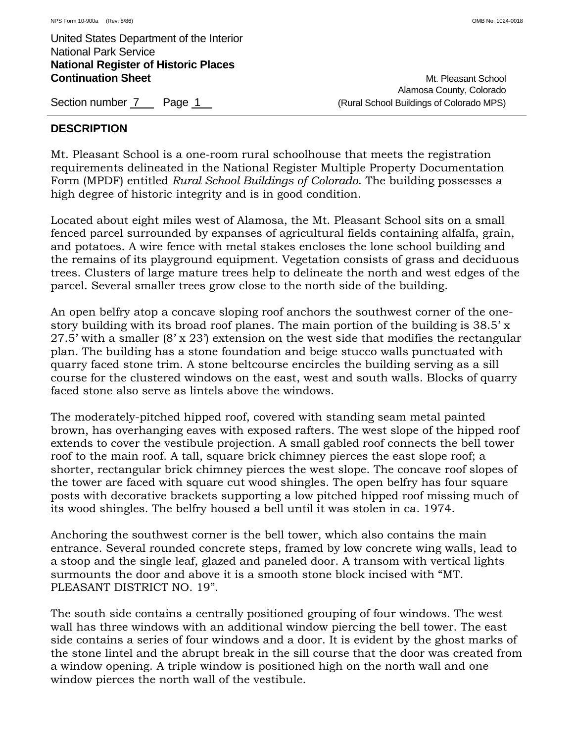## DESCRIPTION

Mt. Pleasant School is a one-room rural schoolhouse that meets the registration requirements delineated in the National Register Multiple Property Documentation Form (MPDF) entitled *Rural School Buildings of Colorado*. The building possesses a high degree of historic integrity and is in good condition.

Located about eight miles west of Alamosa, the Mt. Pleasant School sits on a small fenced parcel surrounded by expanses of agricultural fields containing alfalfa, grain, and potatoes. A wire fence with metal stakes encloses the lone school building and the remains of its playground equipment. Vegetation consists of grass and deciduous trees. Clusters of large mature trees help to delineate the north and west edges of the parcel. Several smaller trees grow close to the north side of the building.

An open belfry atop a concave sloping roof anchors the southwest corner of the one-story building with its broad roof planes. The main portion of the building is 38.5' x 27.5' with a smaller (8' x 23') extension on the west side that modifies the rectangular plan. The building has a stone foundation and beige stucco walls punctuated with quarry faced stone trim. A stone beltcourse encircles the building serving as a sill course for the clustered windows on the east, west and south walls. Blocks of quarry faced stone also serve as lintels above the windows.

The moderately-pitched hipped roof, covered with standing seam metal painted brown, has overhanging eaves with exposed rafters. The west slope of the hipped roof extends to cover the vestibule projection. A small gabled roof connects the bell tower roof to the main roof. A tall, square brick chimney pierces the east slope roof; a shorter, rectangular brick chimney pierces the west slope. The concave roof slopes of the tower are faced with square cut wood shingles. The open belfry has four square posts with decorative brackets supporting a low pitched hipped roof missing much of its wood shingles. The belfry housed a bell until it was stolen in ca. 1974.

Anchoring the southwest corner is the bell tower, which also contains the main entrance. Several rounded concrete steps, framed by low concrete wing walls, lead to a stoop and the single leaf, glazed and paneled door. A transom with vertical lights surmounts the door and above it is a smooth stone block incised with "MT. PLEASANT DISTRICT NO. 19".

The south side contains a centrally positioned grouping of four windows. The west wall has three windows with an additional window piercing the bell tower. The east side contains a series of four windows and a door. It is evident by the ghost marks of the stone lintel and the abrupt break in the sill course that the door was created from a window opening. A triple window is positioned high on the north wall and one window pierces the north wall of the vestibule.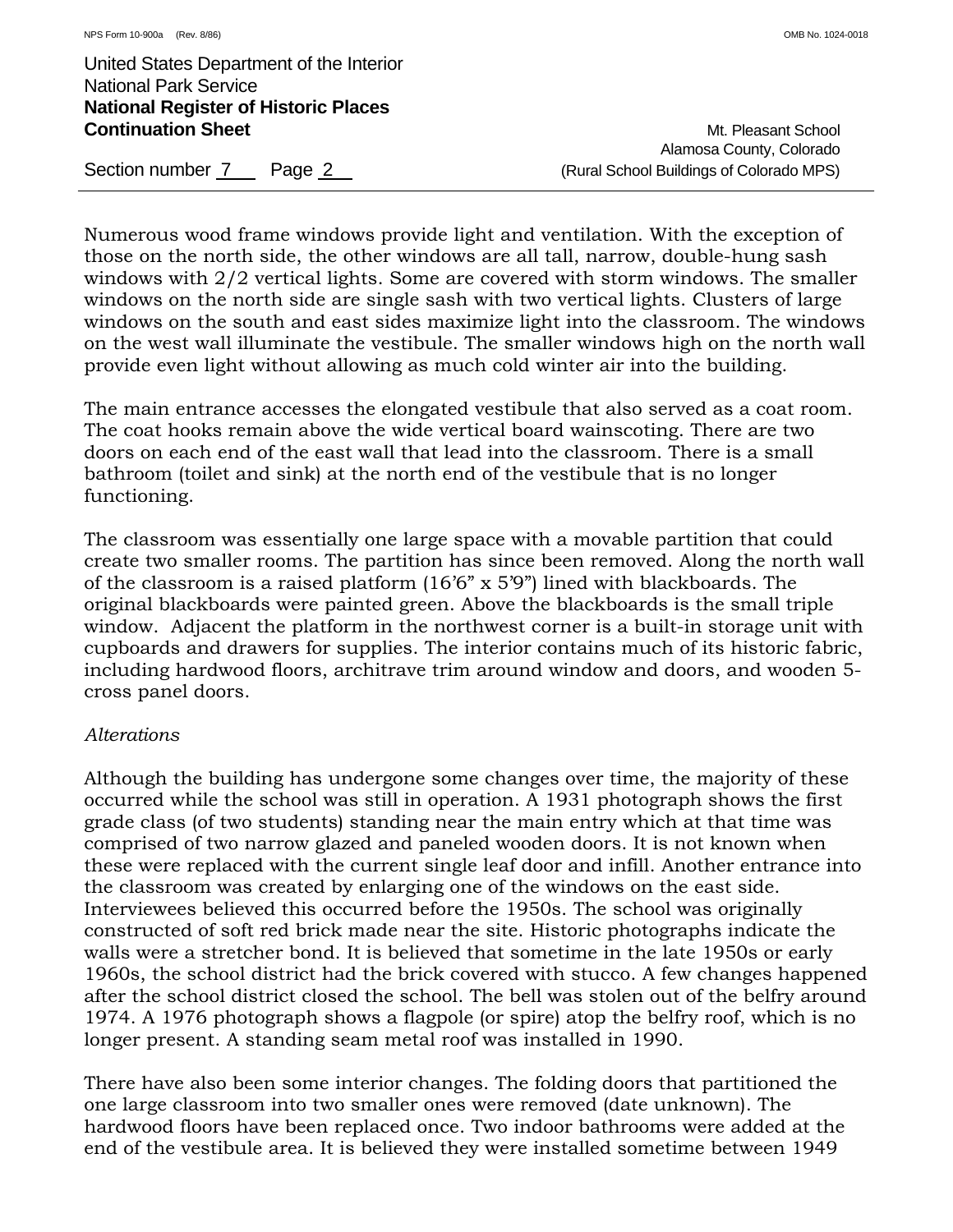Numerous wood frame windows provide light and ventilation. With the exception of those on the north side, the other windows are all tall, narrow, double-hung sash windows with 2/2 vertical lights. Some are covered with storm windows. The smaller windows on the north side are single sash with two vertical lights. Clusters of large windows on the south and east sides maximize light into the classroom. The windows on the west wall illuminate the vestibule. The smaller windows high on the north wall provide even light without allowing as much cold winter air into the building.

The main entrance accesses the elongated vestibule that also served as a coat room. The coat hooks remain above the wide vertical board wainscoting. There are two doors on each end of the east wall that lead into the classroom. There is a small bathroom (toilet and sink) at the north end of the vestibule that is no longer functioning.

The classroom was essentially one large space with a movable partition that could create two smaller rooms. The partition has since been removed. Along the north wall of the classroom is a raised platform (16'6" x 5'9") lined with blackboards. The original blackboards were painted green. Above the blackboards is the small triple window. Adjacent the platform in the northwest corner is a built-in storage unit with cupboards and drawers for supplies. The interior contains much of its historic fabric, including hardwood floors, architrave trim around window and doors, and wooden 5-cross panel doors.

*Alterations*

Although the building has undergone some changes over time, the majority of these occurred while the school was still in operation. A 1931 photograph shows the first grade class (of two students) standing near the main entry which at that time was comprised of two narrow glazed and paneled wooden doors. It is not known when these were replaced with the current single leaf door and infill. Another entrance into the classroom was created by enlarging one of the windows on the east side. Interviewees believed this occurred before the 1950s. The school was originally constructed of soft red brick made near the site. Historic photographs indicate the walls were a stretcher bond. It is believed that sometime in the late 1950s or early 1960s, the school district had the brick covered with stucco. A few changes happened after the school district closed the school. The bell was stolen out of the belfry around 1974. A 1976 photograph shows a flagpole (or spire) atop the belfry roof, which is no longer present. A standing seam metal roof was installed in 1990.

There have also been some interior changes. The folding doors that partitioned the one large classroom into two smaller ones were removed (date unknown). The hardwood floors have been replaced once. Two indoor bathrooms were added at the end of the vestibule area. It is believed they were installed sometime between 1949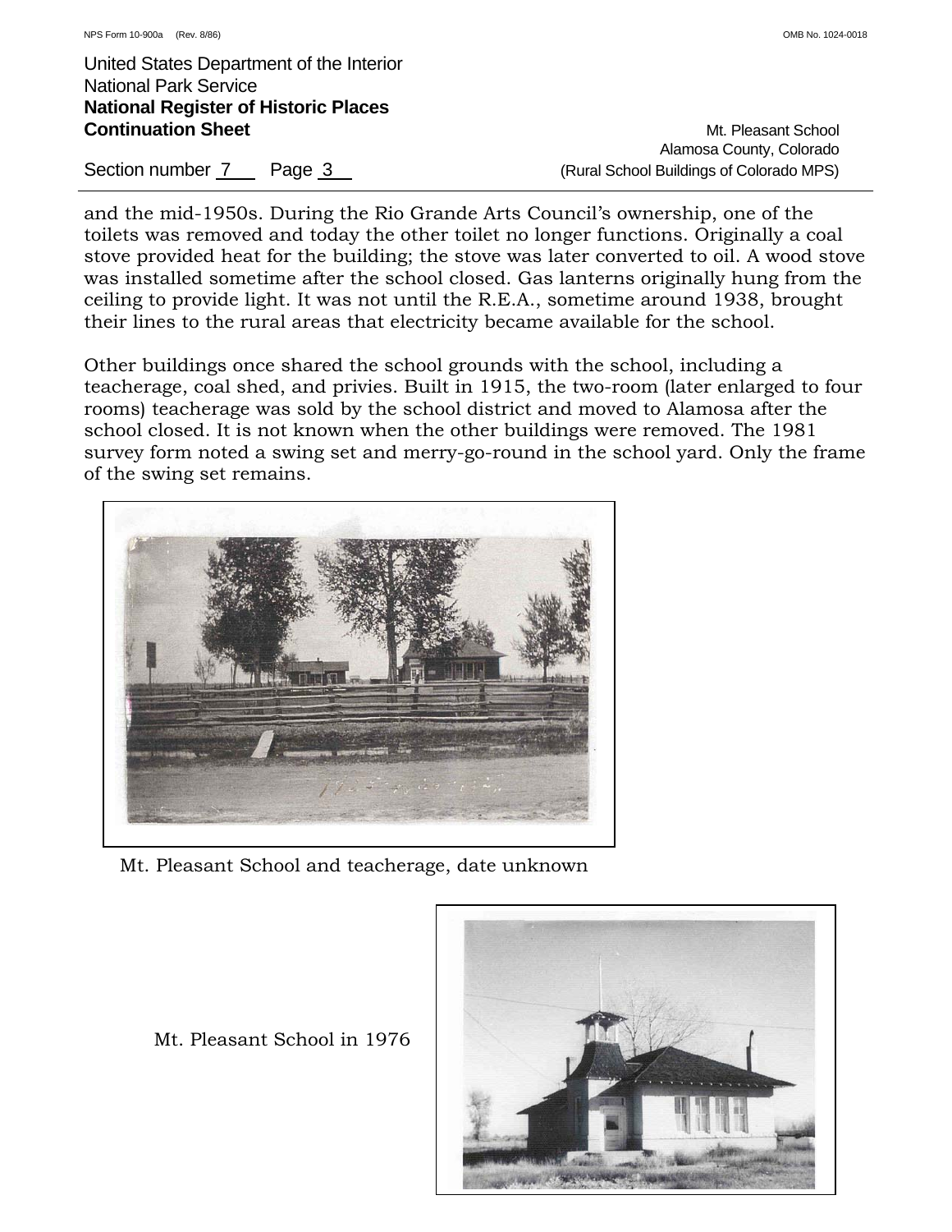and the mid-1950s. During the Rio Grande Arts Council's ownership, one of the toilets was removed and today the other toilet no longer functions. Originally a coal stove provided heat for the building; the stove was later converted to oil. A wood stove was installed sometime after the school closed. Gas lanterns originally hung from the ceiling to provide light. It was not until the R.E.A., sometime around 1938, brought their lines to the rural areas that electricity became available for the school.

Other buildings once shared the school grounds with the school, including a teacherage, coal shed, and privies. Built in 1915, the two-room (later enlarged to four rooms) teacherage was sold by the school district and moved to Alamosa after the school closed. It is not known when the other buildings were removed. The 1981 survey form noted a swing set and merry-go-round in the school yard. Only the frame of the swing set remains.

Mt. Pleasant School and teacherage, date unknown

Mt. Pleasant School in 1976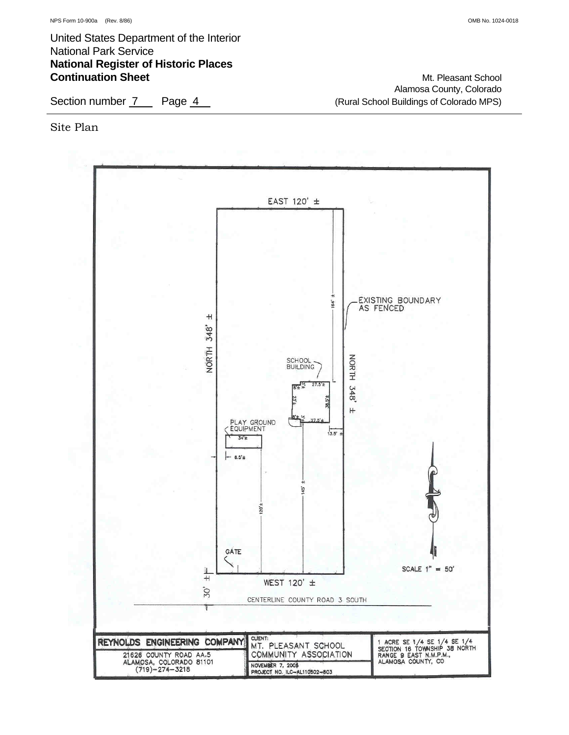NPS Form 10-900a (Rev. 8/86) OMB No. 1024-0018

United States Department of the Interior
National Park Service
**National Register of Historic Places**
**Continuation Sheet**

Mt. Pleasant School
Alamosa County, Colorado
(Rural School Buildings of Colorado MPS)

Section number 7 Page 4

Site Plan

EAST 120' ±

NORTH 348' ±

164' ±

EXISTING BOUNDARY AS FENCED

SCHOOL BUILDING

27.5'±

8'±

5'±

23'±

38.5'±

3'±

8'±

27.5'±

NORTH 348' ±

13.5' ±

PLAY GROUND EQUIPMENT

34'±

8.5'±

145' ±

120'±

GATE

SCALE 1" = 50'

30' ±

WEST 120' ±

CENTERLINE COUNTY ROAD 3 SOUTH

**REYNOLDS ENGINEERING COMPANY**
21626 COUNTY ROAD AA.5
ALAMOSA, COLORADO 81101
(719)-274-3218

CLIENT:
MT. PLEASANT SCHOOL COMMUNITY ASSOCIATION
NOVEMBER 7, 2005
PROJECT NO. ILC-AL110502-803

1 ACRE SE 1/4 SE 1/4 SE 1/4
SECTION 16 TOWNSHIP 38 NORTH
RANGE 9 EAST N.M.P.M.,
ALAMOSA COUNTY, CO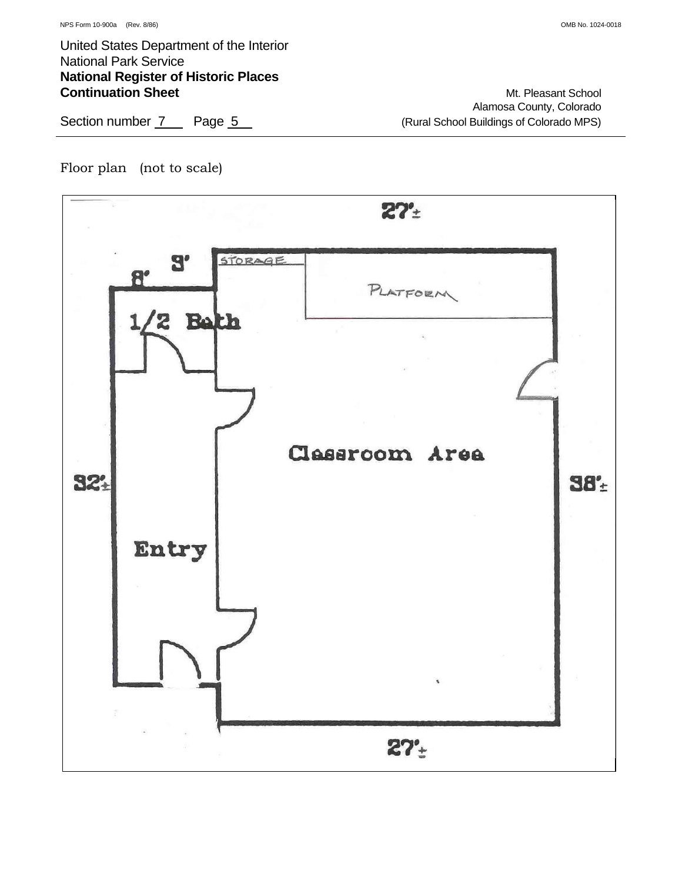Floor plan (not to scale)

27'±

9'

8'

STORAGE

PLATFORM

1/2 Bath

Classroom Area

32'±

38'±

Entry

27'±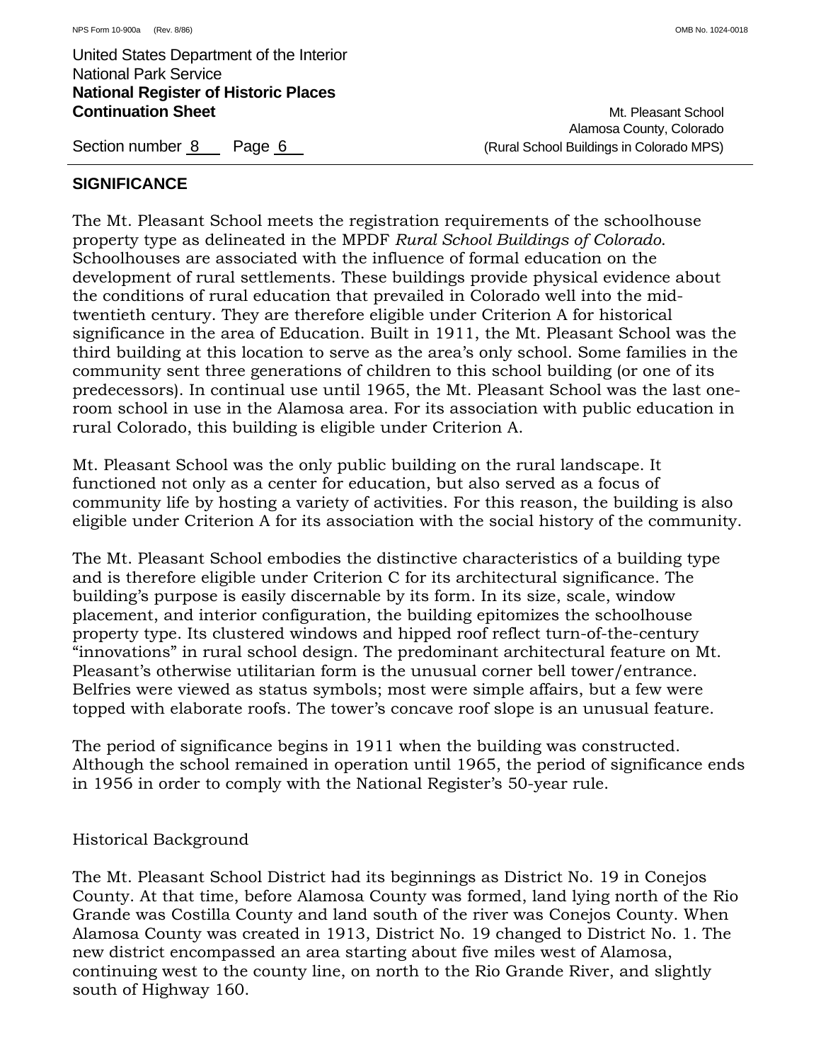## SIGNIFICANCE

The Mt. Pleasant School meets the registration requirements of the schoolhouse property type as delineated in the MPDF *Rural School Buildings of Colorado*. Schoolhouses are associated with the influence of formal education on the development of rural settlements. These buildings provide physical evidence about the conditions of rural education that prevailed in Colorado well into the mid-twentieth century. They are therefore eligible under Criterion A for historical significance in the area of Education. Built in 1911, the Mt. Pleasant School was the third building at this location to serve as the area's only school. Some families in the community sent three generations of children to this school building (or one of its predecessors). In continual use until 1965, the Mt. Pleasant School was the last one-room school in use in the Alamosa area. For its association with public education in rural Colorado, this building is eligible under Criterion A.

Mt. Pleasant School was the only public building on the rural landscape. It functioned not only as a center for education, but also served as a focus of community life by hosting a variety of activities. For this reason, the building is also eligible under Criterion A for its association with the social history of the community.

The Mt. Pleasant School embodies the distinctive characteristics of a building type and is therefore eligible under Criterion C for its architectural significance. The building's purpose is easily discernable by its form. In its size, scale, window placement, and interior configuration, the building epitomizes the schoolhouse property type. Its clustered windows and hipped roof reflect turn-of-the-century "innovations" in rural school design. The predominant architectural feature on Mt. Pleasant's otherwise utilitarian form is the unusual corner bell tower/entrance. Belfries were viewed as status symbols; most were simple affairs, but a few were topped with elaborate roofs. The tower's concave roof slope is an unusual feature.

The period of significance begins in 1911 when the building was constructed. Although the school remained in operation until 1965, the period of significance ends in 1956 in order to comply with the National Register's 50-year rule.

### Historical Background

The Mt. Pleasant School District had its beginnings as District No. 19 in Conejos County. At that time, before Alamosa County was formed, land lying north of the Rio Grande was Costilla County and land south of the river was Conejos County. When Alamosa County was created in 1913, District No. 19 changed to District No. 1. The new district encompassed an area starting about five miles west of Alamosa, continuing west to the county line, on north to the Rio Grande River, and slightly south of Highway 160.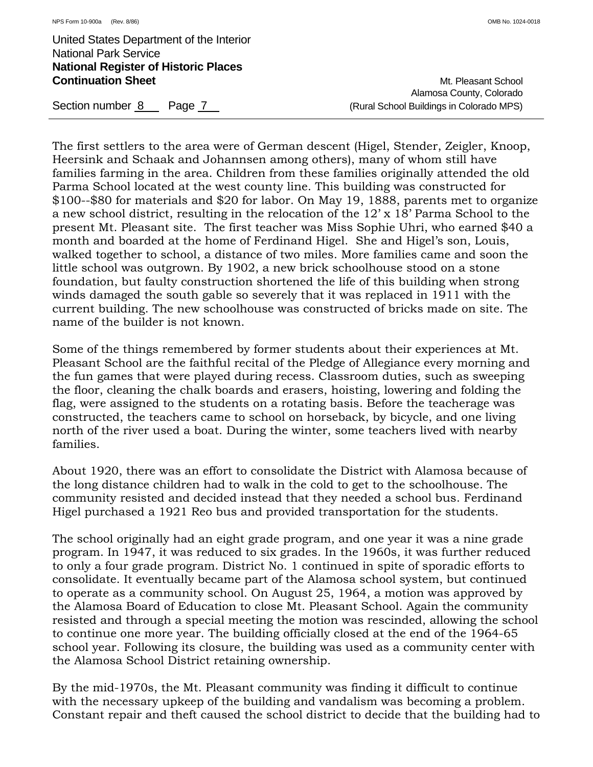The first settlers to the area were of German descent (Higel, Stender, Zeigler, Knoop, Heersink and Schaak and Johannsen among others), many of whom still have families farming in the area. Children from these families originally attended the old Parma School located at the west county line. This building was constructed for $100--$80 for materials and $20 for labor. On May 19, 1888, parents met to organize a new school district, resulting in the relocation of the 12' x 18' Parma School to the present Mt. Pleasant site. The first teacher was Miss Sophie Uhri, who earned $40 a month and boarded at the home of Ferdinand Higel. She and Higel's son, Louis, walked together to school, a distance of two miles. More families came and soon the little school was outgrown. By 1902, a new brick schoolhouse stood on a stone foundation, but faulty construction shortened the life of this building when strong winds damaged the south gable so severely that it was replaced in 1911 with the current building. The new schoolhouse was constructed of bricks made on site. The name of the builder is not known.

Some of the things remembered by former students about their experiences at Mt. Pleasant School are the faithful recital of the Pledge of Allegiance every morning and the fun games that were played during recess. Classroom duties, such as sweeping the floor, cleaning the chalk boards and erasers, hoisting, lowering and folding the flag, were assigned to the students on a rotating basis. Before the teacherage was constructed, the teachers came to school on horseback, by bicycle, and one living north of the river used a boat. During the winter, some teachers lived with nearby families.

About 1920, there was an effort to consolidate the District with Alamosa because of the long distance children had to walk in the cold to get to the schoolhouse. The community resisted and decided instead that they needed a school bus. Ferdinand Higel purchased a 1921 Reo bus and provided transportation for the students.

The school originally had an eight grade program, and one year it was a nine grade program. In 1947, it was reduced to six grades. In the 1960s, it was further reduced to only a four grade program. District No. 1 continued in spite of sporadic efforts to consolidate. It eventually became part of the Alamosa school system, but continued to operate as a community school. On August 25, 1964, a motion was approved by the Alamosa Board of Education to close Mt. Pleasant School. Again the community resisted and through a special meeting the motion was rescinded, allowing the school to continue one more year. The building officially closed at the end of the 1964-65 school year. Following its closure, the building was used as a community center with the Alamosa School District retaining ownership.

By the mid-1970s, the Mt. Pleasant community was finding it difficult to continue with the necessary upkeep of the building and vandalism was becoming a problem. Constant repair and theft caused the school district to decide that the building had to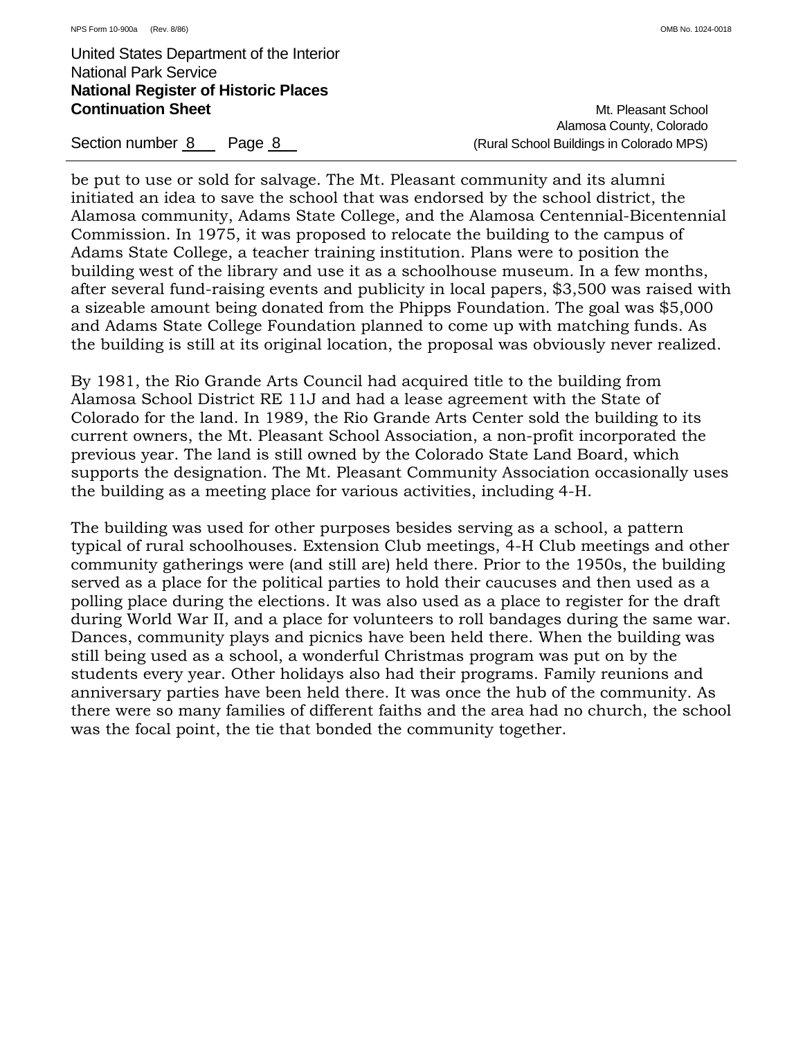be put to use or sold for salvage. The Mt. Pleasant community and its alumni initiated an idea to save the school that was endorsed by the school district, the Alamosa community, Adams State College, and the Alamosa Centennial-Bicentennial Commission. In 1975, it was proposed to relocate the building to the campus of Adams State College, a teacher training institution. Plans were to position the building west of the library and use it as a schoolhouse museum. In a few months, after several fund-raising events and publicity in local papers, $3,500 was raised with a sizeable amount being donated from the Phipps Foundation. The goal was $5,000 and Adams State College Foundation planned to come up with matching funds. As the building is still at its original location, the proposal was obviously never realized.

By 1981, the Rio Grande Arts Council had acquired title to the building from Alamosa School District RE 11J and had a lease agreement with the State of Colorado for the land. In 1989, the Rio Grande Arts Center sold the building to its current owners, the Mt. Pleasant School Association, a non-profit incorporated the previous year. The land is still owned by the Colorado State Land Board, which supports the designation. The Mt. Pleasant Community Association occasionally uses the building as a meeting place for various activities, including 4-H.

The building was used for other purposes besides serving as a school, a pattern typical of rural schoolhouses. Extension Club meetings, 4-H Club meetings and other community gatherings were (and still are) held there. Prior to the 1950s, the building served as a place for the political parties to hold their caucuses and then used as a polling place during the elections. It was also used as a place to register for the draft during World War II, and a place for volunteers to roll bandages during the same war. Dances, community plays and picnics have been held there. When the building was still being used as a school, a wonderful Christmas program was put on by the students every year. Other holidays also had their programs. Family reunions and anniversary parties have been held there. It was once the hub of the community. As there were so many families of different faiths and the area had no church, the school was the focal point, the tie that bonded the community together.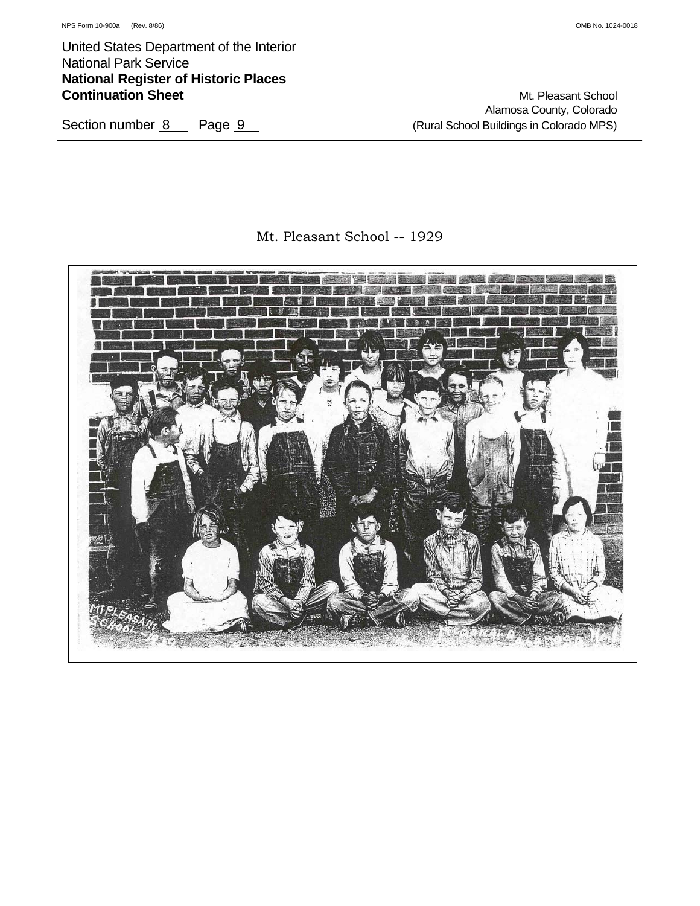Mt. Pleasant School -- 1929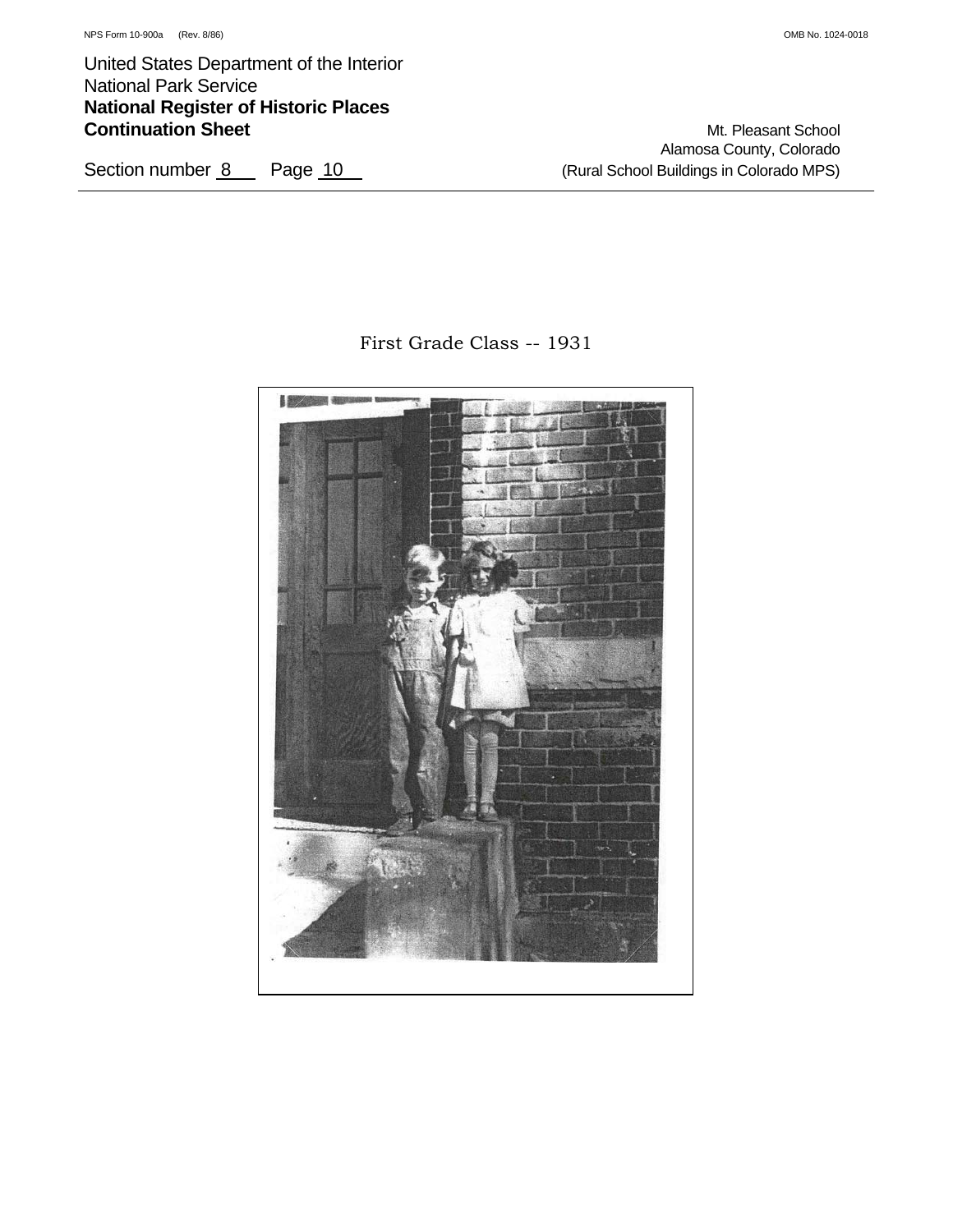First Grade Class -- 1931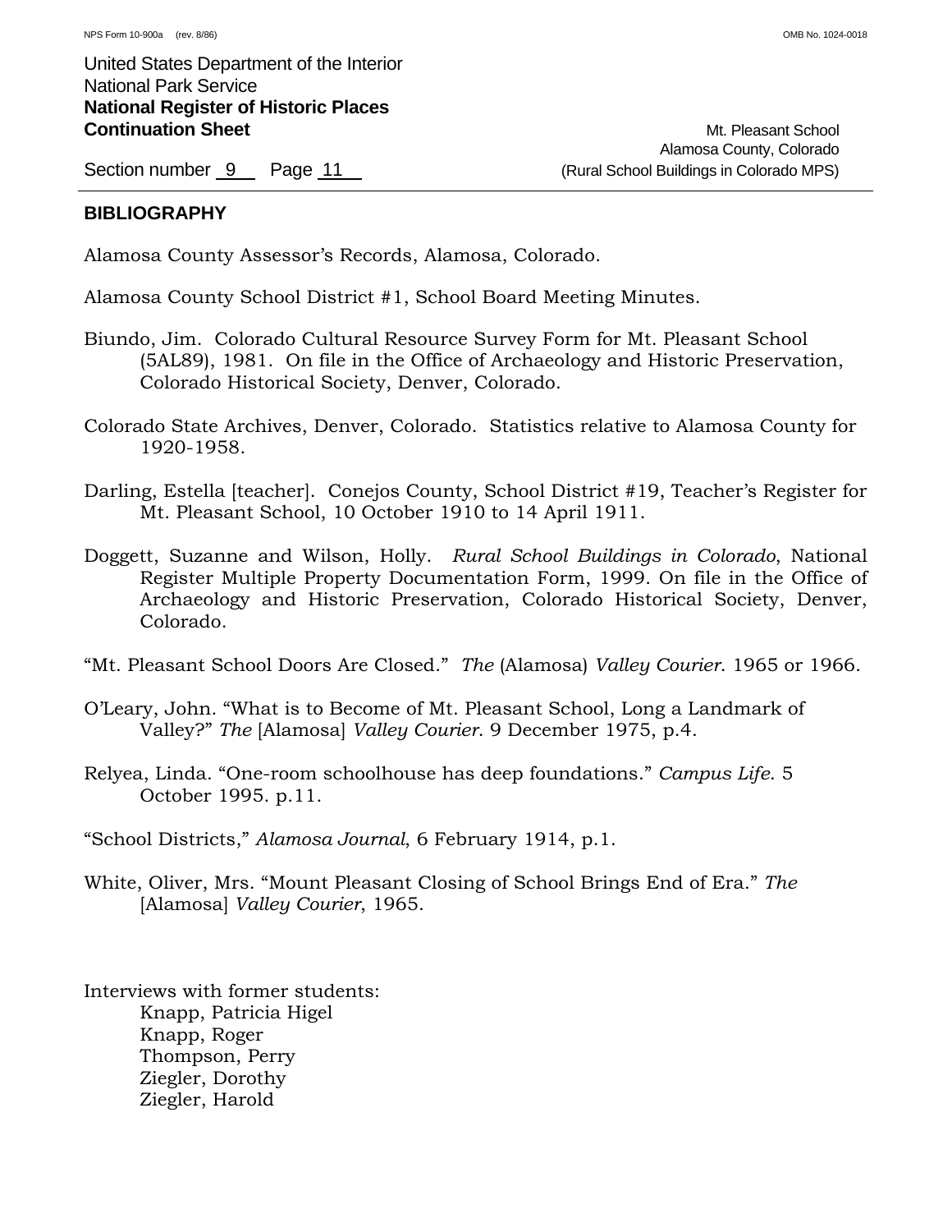## BIBLIOGRAPHY

Alamosa County Assessor's Records, Alamosa, Colorado.

Alamosa County School District #1, School Board Meeting Minutes.

Biundo, Jim. Colorado Cultural Resource Survey Form for Mt. Pleasant School (5AL89), 1981. On file in the Office of Archaeology and Historic Preservation, Colorado Historical Society, Denver, Colorado.

Colorado State Archives, Denver, Colorado. Statistics relative to Alamosa County for 1920-1958.

Darling, Estella [teacher]. Conejos County, School District #19, Teacher's Register for Mt. Pleasant School, 10 October 1910 to 14 April 1911.

Doggett, Suzanne and Wilson, Holly. *Rural School Buildings in Colorado*, National Register Multiple Property Documentation Form, 1999. On file in the Office of Archaeology and Historic Preservation, Colorado Historical Society, Denver, Colorado.

"Mt. Pleasant School Doors Are Closed." *The* (Alamosa) *Valley Courier*. 1965 or 1966.

O'Leary, John. "What is to Become of Mt. Pleasant School, Long a Landmark of Valley?" *The* [Alamosa] *Valley Courier*. 9 December 1975, p.4.

Relyea, Linda. "One-room schoolhouse has deep foundations." *Campus Life*. 5 October 1995. p.11.

"School Districts," *Alamosa Journal*, 6 February 1914, p.1.

White, Oliver, Mrs. "Mount Pleasant Closing of School Brings End of Era." *The* [Alamosa] *Valley Courier*, 1965.

Interviews with former students:
- Knapp, Patricia Higel
- Knapp, Roger
- Thompson, Perry
- Ziegler, Dorothy
- Ziegler, Harold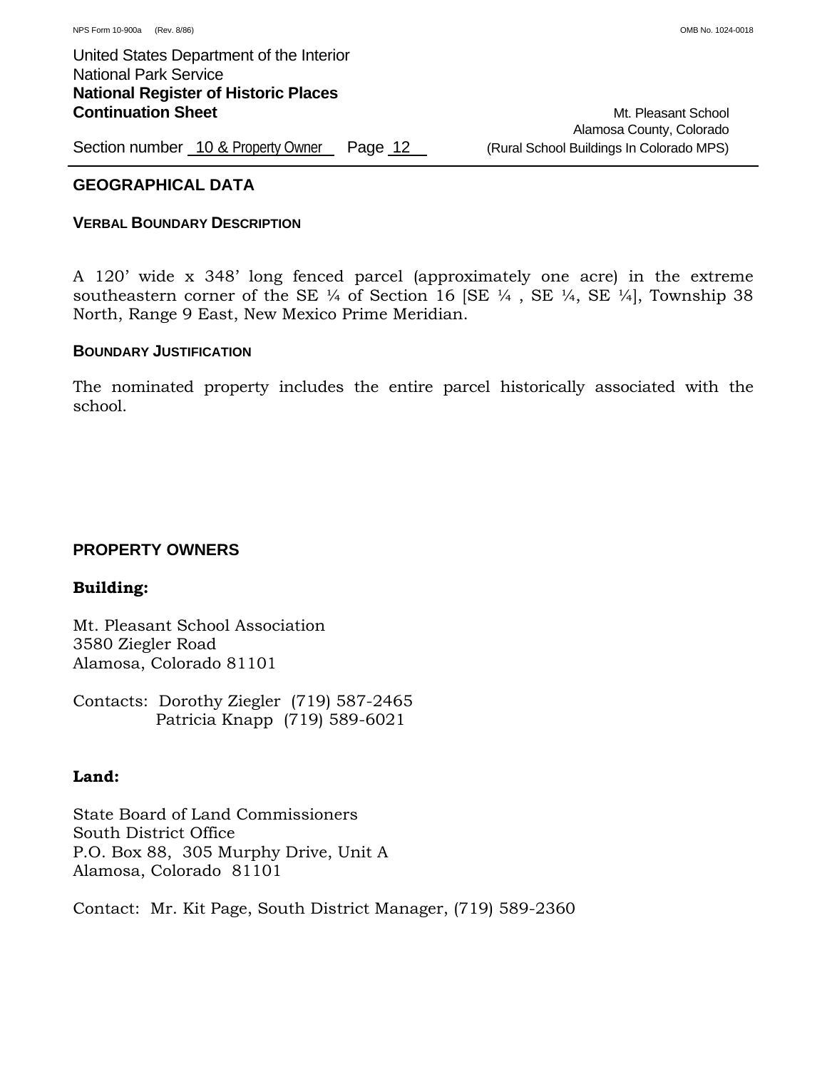## GEOGRAPHICAL DATA

### VERBAL BOUNDARY DESCRIPTION

A 120' wide x 348' long fenced parcel (approximately one acre) in the extreme southeastern corner of the SE ¼ of Section 16 [SE ¼ , SE ¼, SE ¼], Township 38 North, Range 9 East, New Mexico Prime Meridian.

### BOUNDARY JUSTIFICATION

The nominated property includes the entire parcel historically associated with the school.

## PROPERTY OWNERS

**Building:**

Mt. Pleasant School Association
3580 Ziegler Road
Alamosa, Colorado 81101

Contacts: Dorothy Ziegler (719) 587-2465
Patricia Knapp (719) 589-6021

**Land:**

State Board of Land Commissioners
South District Office
P.O. Box 88, 305 Murphy Drive, Unit A
Alamosa, Colorado 81101

Contact: Mr. Kit Page, South District Manager, (719) 589-2360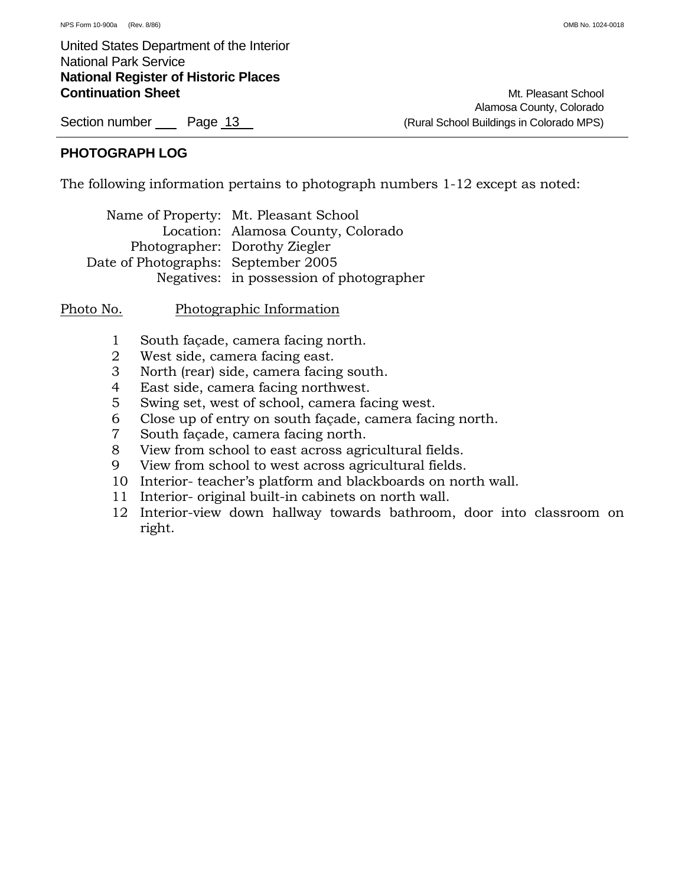## PHOTOGRAPH LOG

The following information pertains to photograph numbers 1-12 except as noted:

Name of Property: Mt. Pleasant School
Location: Alamosa County, Colorado
Photographer: Dorothy Ziegler
Date of Photographs: September 2005
Negatives: in possession of photographer

| Photo No. | Photographic Information |
|---|---|
| 1 | South façade, camera facing north. |
| 2 | West side, camera facing east. |
| 3 | North (rear) side, camera facing south. |
| 4 | East side, camera facing northwest. |
| 5 | Swing set, west of school, camera facing west. |
| 6 | Close up of entry on south façade, camera facing north. |
| 7 | South façade, camera facing north. |
| 8 | View from school to east across agricultural fields. |
| 9 | View from school to west across agricultural fields. |
| 10 | Interior- teacher's platform and blackboards on north wall. |
| 11 | Interior- original built-in cabinets on north wall. |
| 12 | Interior-view down hallway towards bathroom, door into classroom on right. |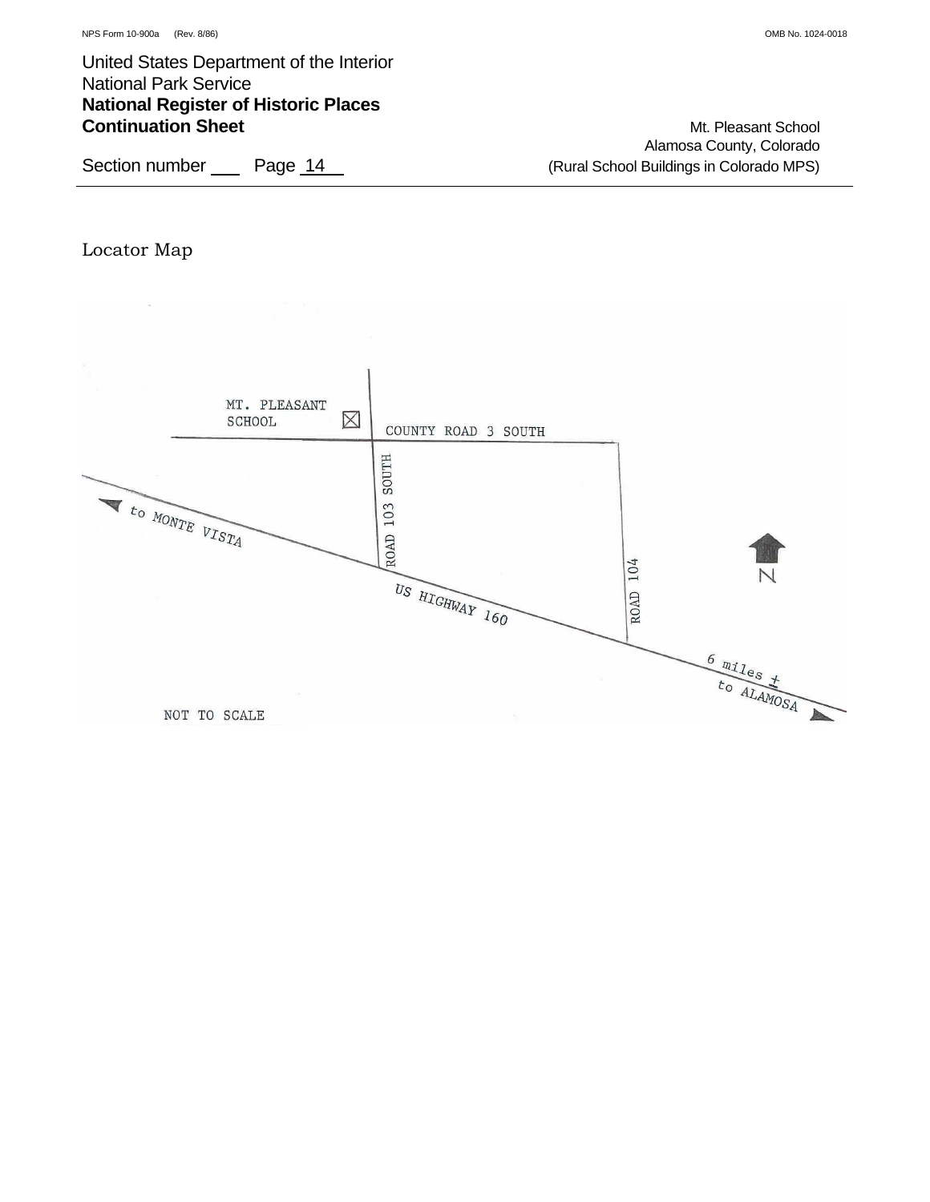Locator Map

MT. PLEASANT SCHOOL

COUNTY ROAD 3 SOUTH

ROAD 103 SOUTH

to MONTE VISTA

ROAD 104

N

US HIGHWAY 160

6 miles ±
to ALAMOSA

NOT TO SCALE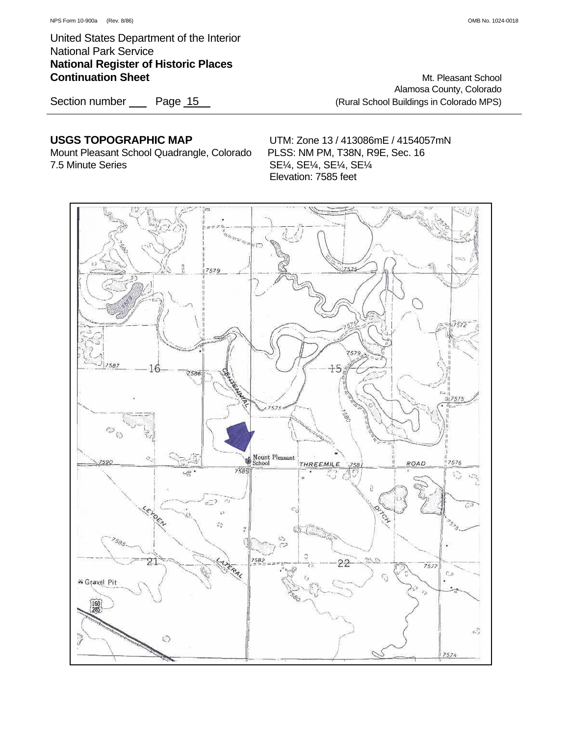United States Department of the Interior
National Park Service
**National Register of Historic Places**
**Continuation Sheet**

Mt. Pleasant School
Alamosa County, Colorado
(Rural School Buildings in Colorado MPS)

Section number ___ Page 15

**USGS TOPOGRAPHIC MAP**
Mount Pleasant School Quadrangle, Colorado
7.5 Minute Series

UTM: Zone 13 / 413086mE / 4154057mN
PLSS: NM PM, T38N, R9E, Sec. 16
SE¼, SE¼, SE¼, SE¼
Elevation: 7585 feet

7579
7575
7572
7587
16
7586
CENTENNIAL
7575
15
7579
7580
7575
Mount Pleasant School
7590
7585
THREEMILE
7581
ROAD
7576
LEYDEN
DITCH
7575
7585
21
LATERAL
7582
22
7577
Gravel Pit
160
285
7580
7574